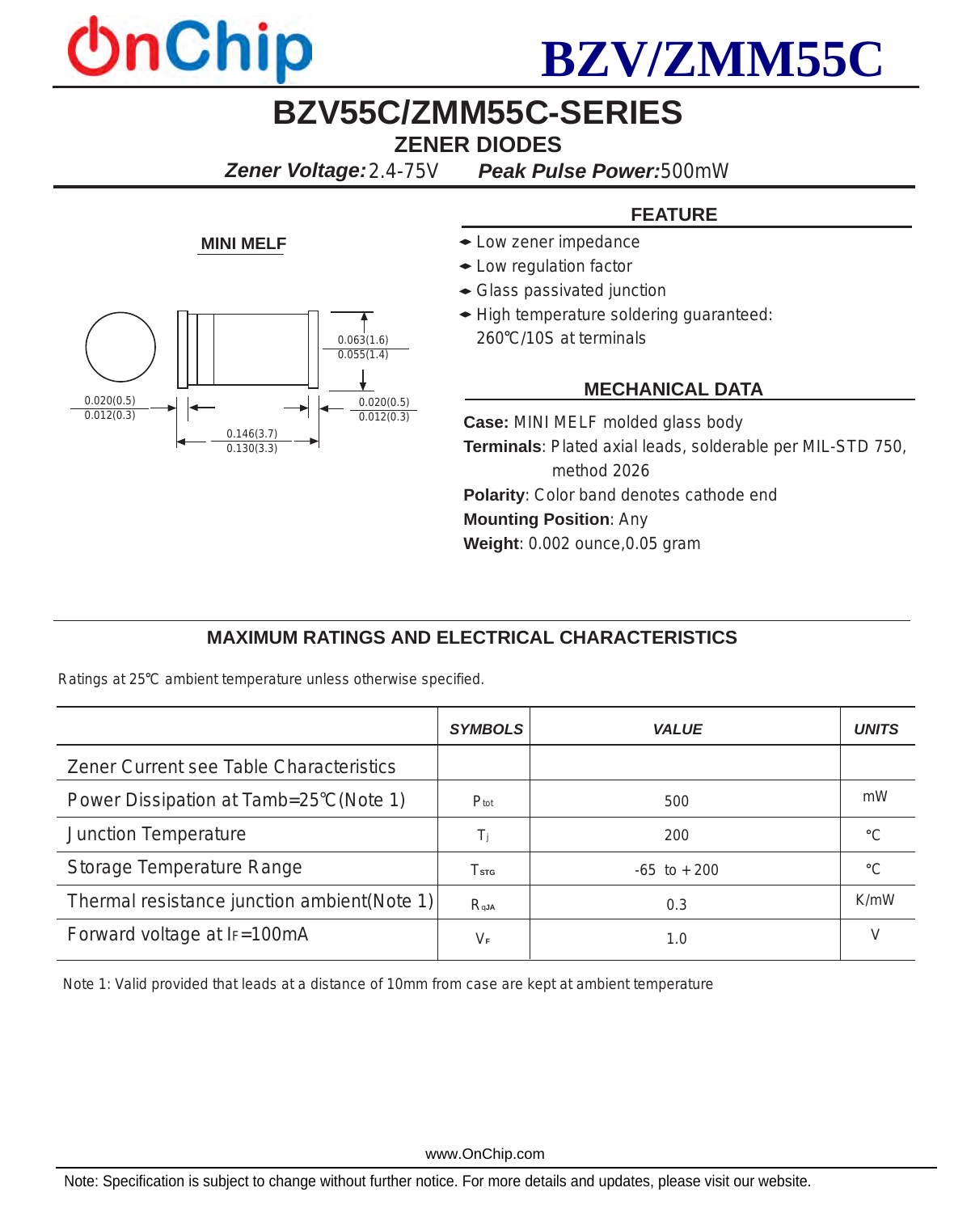# BZV/ZMM55C

## BZV55C/ZMM55C-SERIES

### ZENER DIODES

***Zener Voltage:*** 2.4-75V ***Peak Pulse Power:*** 500mW

**MINI MELF**

0.063(1.6)
0.055(1.4)

0.020(0.5)
0.012(0.3)

0.020(0.5)
0.012(0.3)

0.146(3.7)
0.130(3.3)

### FEATURE

- Low zener impedance
- Low regulation factor
- Glass passivated junction
- High temperature soldering guaranteed: 260℃/10S at terminals

### MECHANICAL DATA

**Case:** MINI MELF molded glass body
**Terminals**: Plated axial leads, solderable per MIL-STD 750, method 2026
**Polarity**: Color band denotes cathode end
**Mounting Position**: Any
**Weight**: 0.002 ounce,0.05 gram

### MAXIMUM RATINGS AND ELECTRICAL CHARACTERISTICS

Ratings at 25℃ ambient temperature unless otherwise specified.

| | *SYMBOLS* | *VALUE* | *UNITS* |
|---|---|---|---|
| Zener Current see Table Characteristics | | | |
| Power Dissipation at Tamb=25℃(Note 1) | $P_{tot}$ | 500 | mW |
| Junction Temperature | $T_j$ | 200 | ℃ |
| Storage Temperature Range | $T_{STG}$ | -65 to +200 | ℃ |
| Thermal resistance junction ambient(Note 1) | $R_{qJA}$ | 0.3 | K/mW |
| Forward voltage at $I_F$=100mA | $V_F$ | 1.0 | V |

Note 1: Valid provided that leads at a distance of 10mm from case are kept at ambient temperature

www.OnChip.com

Note: Specification is subject to change without further notice. For more details and updates, please visit our website.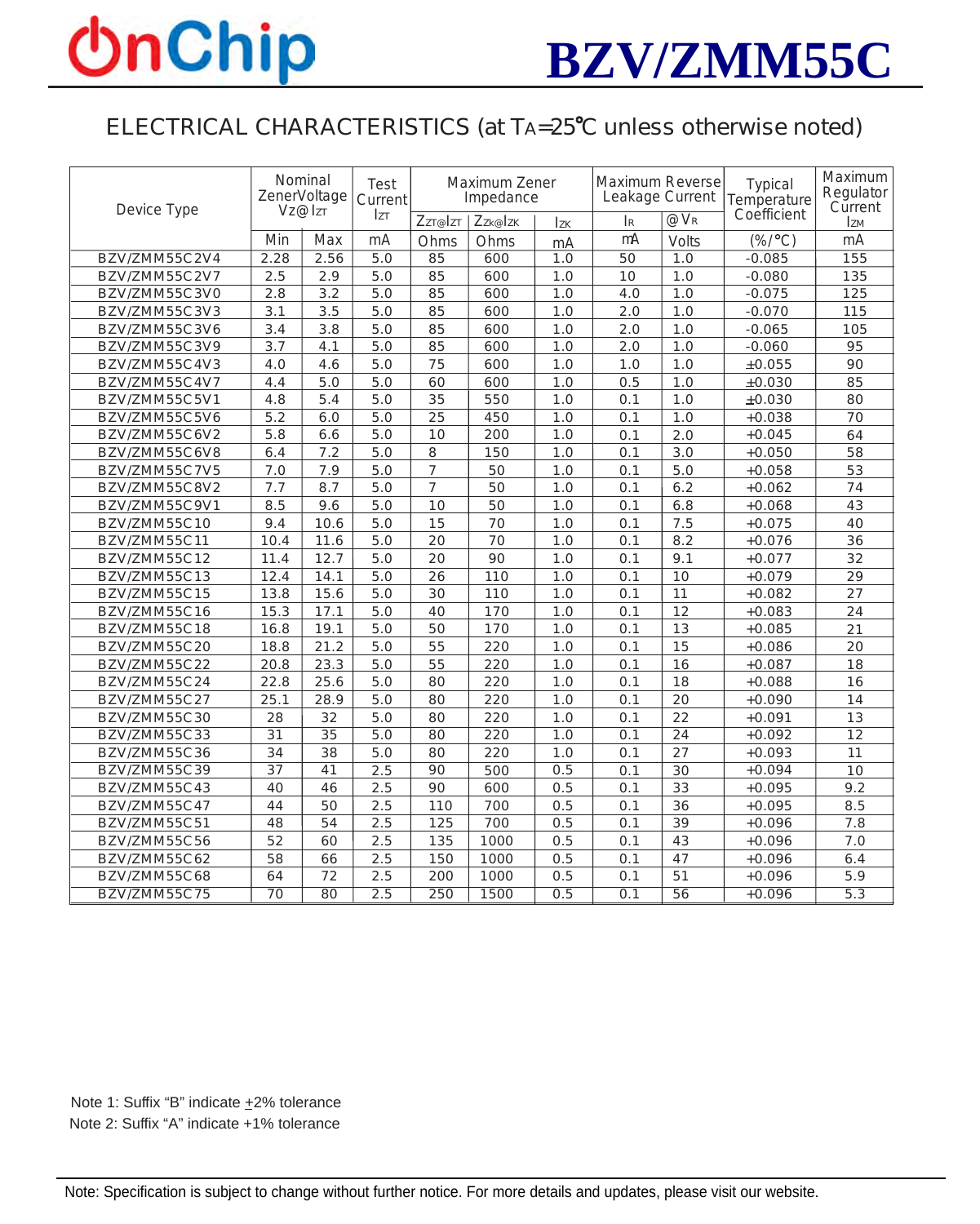# BZV/ZMM55C

## ELECTRICAL CHARACTERISTICS (at $T_A$=25℃ unless otherwise noted)

| Device Type | Nominal ZenerVoltage $V_Z$@ $I_{ZT}$ | | Test Current $I_{ZT}$ | Maximum Zener Impedance | | | Maximum Reverse Leakage Current | | Typical Temperature Coefficient | Maximum Regulator Current $I_{ZM}$ |
|---|---|---|---|---|---|---|---|---|---|---|
| | | | | $Z_{ZT}$@$I_{ZT}$ | $Z_{ZK}$@$I_{ZK}$ | $I_{ZK}$ | $I_R$ | @ $V_R$ | | |
| | Min | Max | mA | Ohms | Ohms | mA | mA | Volts | (%/°C) | mA |
| BZV/ZMM55C2V4 | 2.28 | 2.56 | 5.0 | 85 | 600 | 1.0 | 50 | 1.0 | -0.085 | 155 |
| BZV/ZMM55C2V7 | 2.5 | 2.9 | 5.0 | 85 | 600 | 1.0 | 10 | 1.0 | -0.080 | 135 |
| BZV/ZMM55C3V0 | 2.8 | 3.2 | 5.0 | 85 | 600 | 1.0 | 4.0 | 1.0 | -0.075 | 125 |
| BZV/ZMM55C3V3 | 3.1 | 3.5 | 5.0 | 85 | 600 | 1.0 | 2.0 | 1.0 | -0.070 | 115 |
| BZV/ZMM55C3V6 | 3.4 | 3.8 | 5.0 | 85 | 600 | 1.0 | 2.0 | 1.0 | -0.065 | 105 |
| BZV/ZMM55C3V9 | 3.7 | 4.1 | 5.0 | 85 | 600 | 1.0 | 2.0 | 1.0 | -0.060 | 95 |
| BZV/ZMM55C4V3 | 4.0 | 4.6 | 5.0 | 75 | 600 | 1.0 | 1.0 | 1.0 | ±0.055 | 90 |
| BZV/ZMM55C4V7 | 4.4 | 5.0 | 5.0 | 60 | 600 | 1.0 | 0.5 | 1.0 | ±0.030 | 85 |
| BZV/ZMM55C5V1 | 4.8 | 5.4 | 5.0 | 35 | 550 | 1.0 | 0.1 | 1.0 | ±0.030 | 80 |
| BZV/ZMM55C5V6 | 5.2 | 6.0 | 5.0 | 25 | 450 | 1.0 | 0.1 | 1.0 | +0.038 | 70 |
| BZV/ZMM55C6V2 | 5.8 | 6.6 | 5.0 | 10 | 200 | 1.0 | 0.1 | 2.0 | +0.045 | 64 |
| BZV/ZMM55C6V8 | 6.4 | 7.2 | 5.0 | 8 | 150 | 1.0 | 0.1 | 3.0 | +0.050 | 58 |
| BZV/ZMM55C7V5 | 7.0 | 7.9 | 5.0 | 7 | 50 | 1.0 | 0.1 | 5.0 | +0.058 | 53 |
| BZV/ZMM55C8V2 | 7.7 | 8.7 | 5.0 | 7 | 50 | 1.0 | 0.1 | 6.2 | +0.062 | 74 |
| BZV/ZMM55C9V1 | 8.5 | 9.6 | 5.0 | 10 | 50 | 1.0 | 0.1 | 6.8 | +0.068 | 43 |
| BZV/ZMM55C10 | 9.4 | 10.6 | 5.0 | 15 | 70 | 1.0 | 0.1 | 7.5 | +0.075 | 40 |
| BZV/ZMM55C11 | 10.4 | 11.6 | 5.0 | 20 | 70 | 1.0 | 0.1 | 8.2 | +0.076 | 36 |
| BZV/ZMM55C12 | 11.4 | 12.7 | 5.0 | 20 | 90 | 1.0 | 0.1 | 9.1 | +0.077 | 32 |
| BZV/ZMM55C13 | 12.4 | 14.1 | 5.0 | 26 | 110 | 1.0 | 0.1 | 10 | +0.079 | 29 |
| BZV/ZMM55C15 | 13.8 | 15.6 | 5.0 | 30 | 110 | 1.0 | 0.1 | 11 | +0.082 | 27 |
| BZV/ZMM55C16 | 15.3 | 17.1 | 5.0 | 40 | 170 | 1.0 | 0.1 | 12 | +0.083 | 24 |
| BZV/ZMM55C18 | 16.8 | 19.1 | 5.0 | 50 | 170 | 1.0 | 0.1 | 13 | +0.085 | 21 |
| BZV/ZMM55C20 | 18.8 | 21.2 | 5.0 | 55 | 220 | 1.0 | 0.1 | 15 | +0.086 | 20 |
| BZV/ZMM55C22 | 20.8 | 23.3 | 5.0 | 55 | 220 | 1.0 | 0.1 | 16 | +0.087 | 18 |
| BZV/ZMM55C24 | 22.8 | 25.6 | 5.0 | 80 | 220 | 1.0 | 0.1 | 18 | +0.088 | 16 |
| BZV/ZMM55C27 | 25.1 | 28.9 | 5.0 | 80 | 220 | 1.0 | 0.1 | 20 | +0.090 | 14 |
| BZV/ZMM55C30 | 28 | 32 | 5.0 | 80 | 220 | 1.0 | 0.1 | 22 | +0.091 | 13 |
| BZV/ZMM55C33 | 31 | 35 | 5.0 | 80 | 220 | 1.0 | 0.1 | 24 | +0.092 | 12 |
| BZV/ZMM55C36 | 34 | 38 | 5.0 | 80 | 220 | 1.0 | 0.1 | 27 | +0.093 | 11 |
| BZV/ZMM55C39 | 37 | 41 | 2.5 | 90 | 500 | 0.5 | 0.1 | 30 | +0.094 | 10 |
| BZV/ZMM55C43 | 40 | 46 | 2.5 | 90 | 600 | 0.5 | 0.1 | 33 | +0.095 | 9.2 |
| BZV/ZMM55C47 | 44 | 50 | 2.5 | 110 | 700 | 0.5 | 0.1 | 36 | +0.095 | 8.5 |
| BZV/ZMM55C51 | 48 | 54 | 2.5 | 125 | 700 | 0.5 | 0.1 | 39 | +0.096 | 7.8 |
| BZV/ZMM55C56 | 52 | 60 | 2.5 | 135 | 1000 | 0.5 | 0.1 | 43 | +0.096 | 7.0 |
| BZV/ZMM55C62 | 58 | 66 | 2.5 | 150 | 1000 | 0.5 | 0.1 | 47 | +0.096 | 6.4 |
| BZV/ZMM55C68 | 64 | 72 | 2.5 | 200 | 1000 | 0.5 | 0.1 | 51 | +0.096 | 5.9 |
| BZV/ZMM55C75 | 70 | 80 | 2.5 | 250 | 1500 | 0.5 | 0.1 | 56 | +0.096 | 5.3 |

Note 1: Suffix “B” indicate ±2% tolerance

Note 2: Suffix “A” indicate +1% tolerance

Note: Specification is subject to change without further notice. For more details and updates, please visit our website.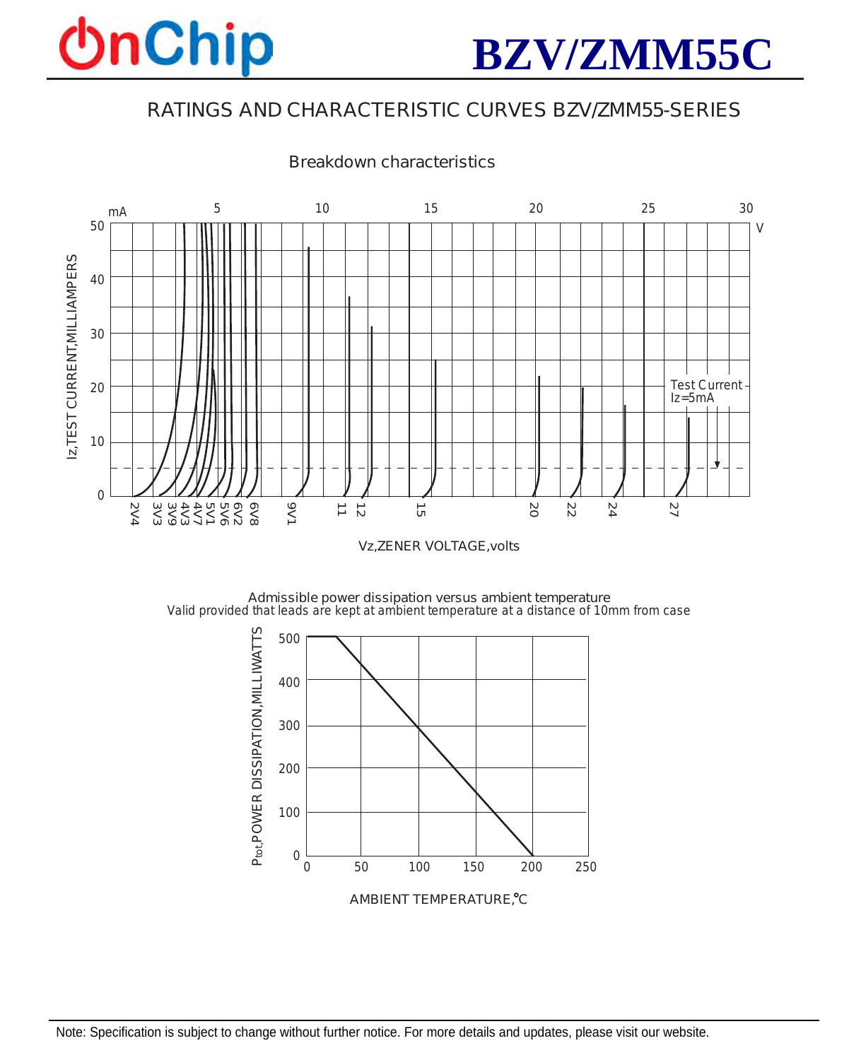# BZV/ZMM55C

## RATINGS AND CHARACTERISTIC CURVES BZV/ZMM55-SERIES

Breakdown characteristics

mA
50
40
30
20
10
0
5 10 15 20 25 30
V

Iz,TEST CURRENT,MILLIAMPERS

2V4 3V3 3V9 4V3 4V7 5V1 5V6 6V2 6V8 9V1 11 12 15 20 22 24 27

Test Current
Iz=5mA

Vz,ZENER VOLTAGE,volts

Admissible power dissipation versus ambient temperature
Valid provided that leads are kept at ambient temperature at a distance of 10mm from case

$P_{tot}$,POWER DISSIPATION,MILLIWATTS

500
400
300
200
100
0

0 50 100 150 200 250

AMBIENT TEMPERATURE,℃

Note: Specification is subject to change without further notice. For more details and updates, please visit our website.